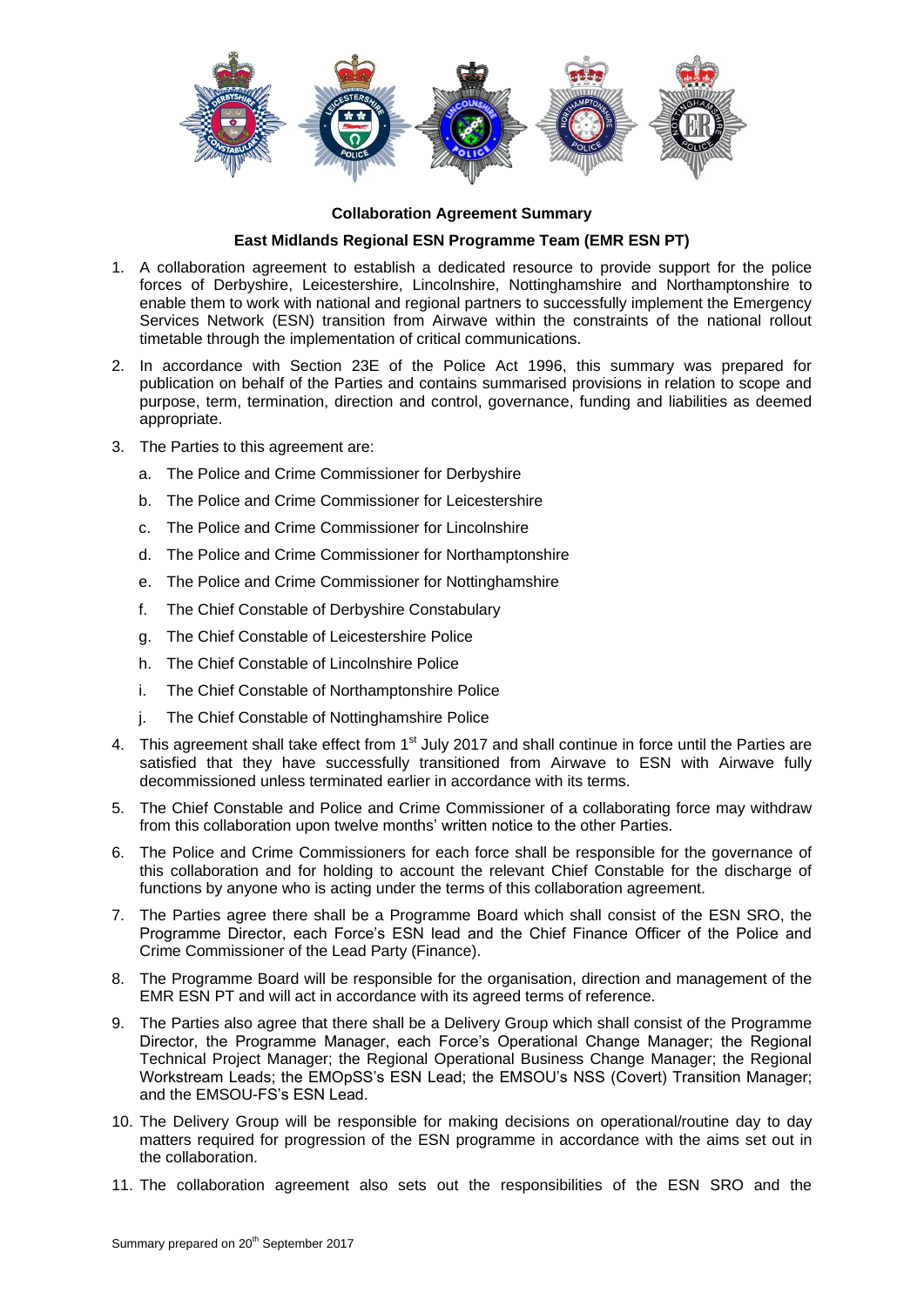**Collaboration Agreement Summary**

**East Midlands Regional ESN Programme Team (EMR ESN PT)**

1. A collaboration agreement to establish a dedicated resource to provide support for the police forces of Derbyshire, Leicestershire, Lincolnshire, Nottinghamshire and Northamptonshire to enable them to work with national and regional partners to successfully implement the Emergency Services Network (ESN) transition from Airwave within the constraints of the national rollout timetable through the implementation of critical communications.

2. In accordance with Section 23E of the Police Act 1996, this summary was prepared for publication on behalf of the Parties and contains summarised provisions in relation to scope and purpose, term, termination, direction and control, governance, funding and liabilities as deemed appropriate.

3. The Parties to this agreement are:

   a. The Police and Crime Commissioner for Derbyshire

   b. The Police and Crime Commissioner for Leicestershire

   c. The Police and Crime Commissioner for Lincolnshire

   d. The Police and Crime Commissioner for Northamptonshire

   e. The Police and Crime Commissioner for Nottinghamshire

   f. The Chief Constable of Derbyshire Constabulary

   g. The Chief Constable of Leicestershire Police

   h. The Chief Constable of Lincolnshire Police

   i. The Chief Constable of Northamptonshire Police

   j. The Chief Constable of Nottinghamshire Police

4. This agreement shall take effect from 1st July 2017 and shall continue in force until the Parties are satisfied that they have successfully transitioned from Airwave to ESN with Airwave fully decommissioned unless terminated earlier in accordance with its terms.

5. The Chief Constable and Police and Crime Commissioner of a collaborating force may withdraw from this collaboration upon twelve months' written notice to the other Parties.

6. The Police and Crime Commissioners for each force shall be responsible for the governance of this collaboration and for holding to account the relevant Chief Constable for the discharge of functions by anyone who is acting under the terms of this collaboration agreement.

7. The Parties agree there shall be a Programme Board which shall consist of the ESN SRO, the Programme Director, each Force's ESN lead and the Chief Finance Officer of the Police and Crime Commissioner of the Lead Party (Finance).

8. The Programme Board will be responsible for the organisation, direction and management of the EMR ESN PT and will act in accordance with its agreed terms of reference.

9. The Parties also agree that there shall be a Delivery Group which shall consist of the Programme Director, the Programme Manager, each Force's Operational Change Manager; the Regional Technical Project Manager; the Regional Operational Business Change Manager; the Regional Workstream Leads; the EMOpSS's ESN Lead; the EMSOU's NSS (Covert) Transition Manager; and the EMSOU-FS's ESN Lead.

10. The Delivery Group will be responsible for making decisions on operational/routine day to day matters required for progression of the ESN programme in accordance with the aims set out in the collaboration.

11. The collaboration agreement also sets out the responsibilities of the ESN SRO and the

Summary prepared on 20th September 2017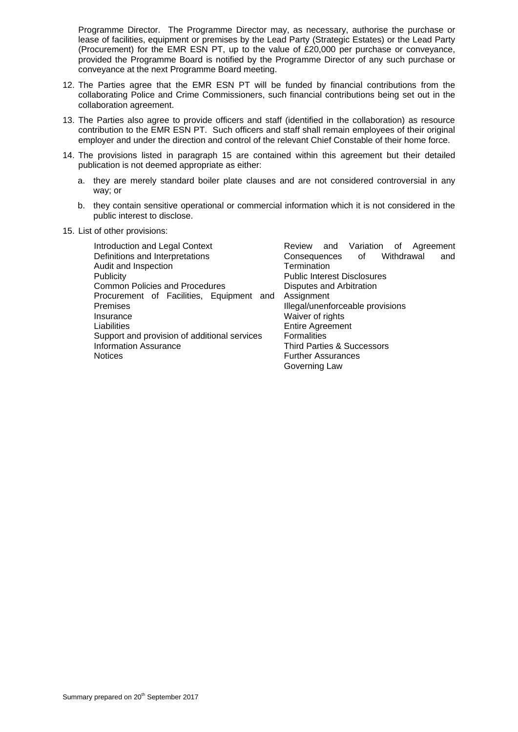Programme Director. The Programme Director may, as necessary, authorise the purchase or lease of facilities, equipment or premises by the Lead Party (Strategic Estates) or the Lead Party (Procurement) for the EMR ESN PT, up to the value of £20,000 per purchase or conveyance, provided the Programme Board is notified by the Programme Director of any such purchase or conveyance at the next Programme Board meeting.

12. The Parties agree that the EMR ESN PT will be funded by financial contributions from the collaborating Police and Crime Commissioners, such financial contributions being set out in the collaboration agreement.

13. The Parties also agree to provide officers and staff (identified in the collaboration) as resource contribution to the EMR ESN PT. Such officers and staff shall remain employees of their original employer and under the direction and control of the relevant Chief Constable of their home force.

14. The provisions listed in paragraph 15 are contained within this agreement but their detailed publication is not deemed appropriate as either:

    a. they are merely standard boiler plate clauses and are not considered controversial in any way; or

    b. they contain sensitive operational or commercial information which it is not considered in the public interest to disclose.

15. List of other provisions:

    - Introduction and Legal Context
    - Definitions and Interpretations
    - Audit and Inspection
    - Publicity
    - Common Policies and Procedures
    - Procurement of Facilities, Equipment and Premises
    - Insurance
    - Liabilities
    - Support and provision of additional services
    - Information Assurance
    - Notices
    - Review and Variation of Agreement
    - Consequences of Withdrawal and Termination
    - Public Interest Disclosures
    - Disputes and Arbitration
    - Assignment
    - Illegal/unenforceable provisions
    - Waiver of rights
    - Entire Agreement
    - Formalities
    - Third Parties & Successors
    - Further Assurances
    - Governing Law

Summary prepared on 20th September 2017